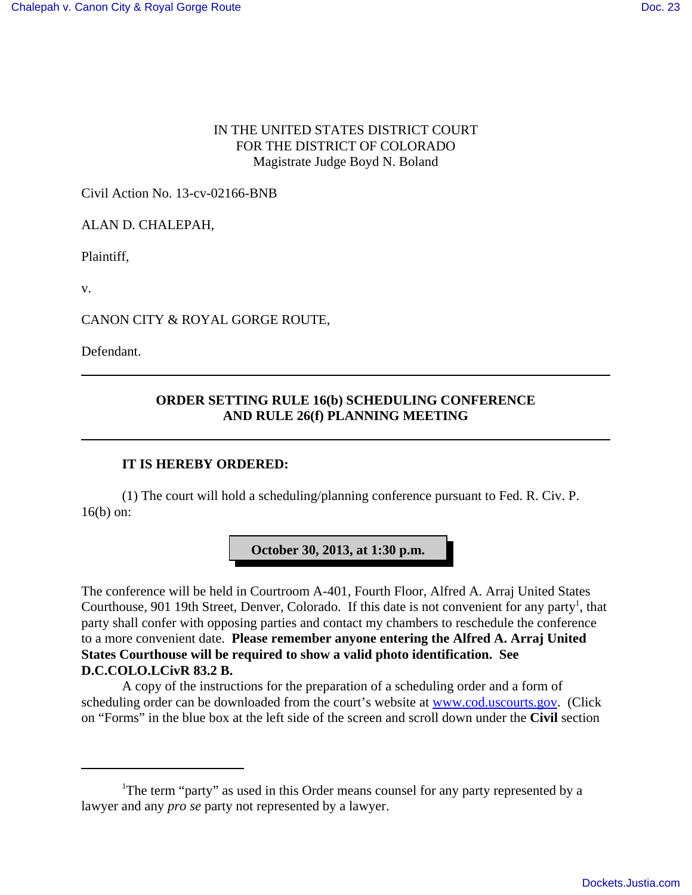IN THE UNITED STATES DISTRICT COURT
FOR THE DISTRICT OF COLORADO
Magistrate Judge Boyd N. Boland

Civil Action No. 13-cv-02166-BNB

ALAN D. CHALEPAH,

Plaintiff,

v.

CANON CITY & ROYAL GORGE ROUTE,

Defendant.

---

**ORDER SETTING RULE 16(b) SCHEDULING CONFERENCE
AND RULE 26(f) PLANNING MEETING**

---

**IT IS HEREBY ORDERED:**

(1) The court will hold a scheduling/planning conference pursuant to Fed. R. Civ. P. 16(b) on:

**October 30, 2013, at 1:30 p.m.**

The conference will be held in Courtroom A-401, Fourth Floor, Alfred A. Arraj United States Courthouse, 901 19th Street, Denver, Colorado. If this date is not convenient for any party[1], that party shall confer with opposing parties and contact my chambers to reschedule the conference to a more convenient date. **Please remember anyone entering the Alfred A. Arraj United States Courthouse will be required to show a valid photo identification. See D.C.COLO.LCivR 83.2 B.**

A copy of the instructions for the preparation of a scheduling order and a form of scheduling order can be downloaded from the court's website at www.cod.uscourts.gov. (Click on "Forms" in the blue box at the left side of the screen and scroll down under the **Civil** section

---

[1]The term "party" as used in this Order means counsel for any party represented by a lawyer and any *pro se* party not represented by a lawyer.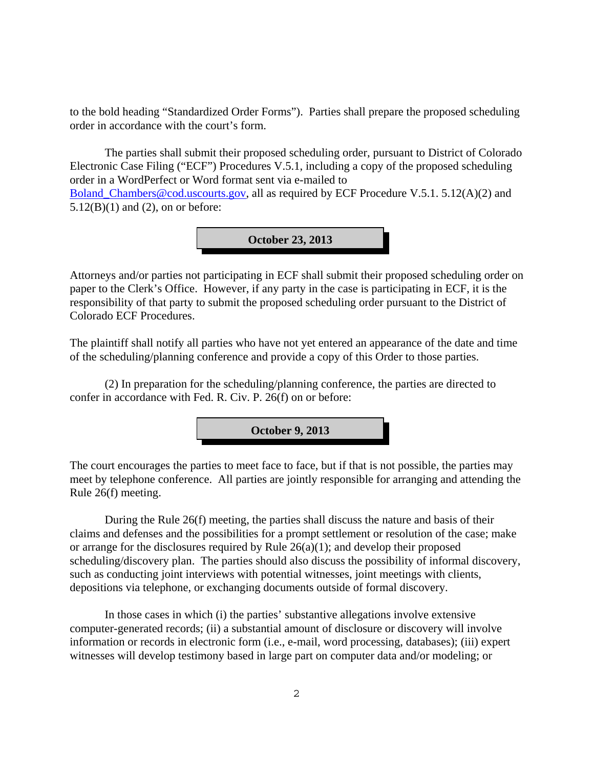to the bold heading "Standardized Order Forms"). Parties shall prepare the proposed scheduling order in accordance with the court's form.

The parties shall submit their proposed scheduling order, pursuant to District of Colorado Electronic Case Filing ("ECF") Procedures V.5.1, including a copy of the proposed scheduling order in a WordPerfect or Word format sent via e-mailed to Boland_Chambers@cod.uscourts.gov, all as required by ECF Procedure V.5.1. 5.12(A)(2) and 5.12(B)(1) and (2), on or before:

**October 23, 2013**

Attorneys and/or parties not participating in ECF shall submit their proposed scheduling order on paper to the Clerk's Office. However, if any party in the case is participating in ECF, it is the responsibility of that party to submit the proposed scheduling order pursuant to the District of Colorado ECF Procedures.

The plaintiff shall notify all parties who have not yet entered an appearance of the date and time of the scheduling/planning conference and provide a copy of this Order to those parties.

(2) In preparation for the scheduling/planning conference, the parties are directed to confer in accordance with Fed. R. Civ. P. 26(f) on or before:

**October 9, 2013**

The court encourages the parties to meet face to face, but if that is not possible, the parties may meet by telephone conference. All parties are jointly responsible for arranging and attending the Rule 26(f) meeting.

During the Rule 26(f) meeting, the parties shall discuss the nature and basis of their claims and defenses and the possibilities for a prompt settlement or resolution of the case; make or arrange for the disclosures required by Rule 26(a)(1); and develop their proposed scheduling/discovery plan. The parties should also discuss the possibility of informal discovery, such as conducting joint interviews with potential witnesses, joint meetings with clients, depositions via telephone, or exchanging documents outside of formal discovery.

In those cases in which (i) the parties' substantive allegations involve extensive computer-generated records; (ii) a substantial amount of disclosure or discovery will involve information or records in electronic form (i.e., e-mail, word processing, databases); (iii) expert witnesses will develop testimony based in large part on computer data and/or modeling; or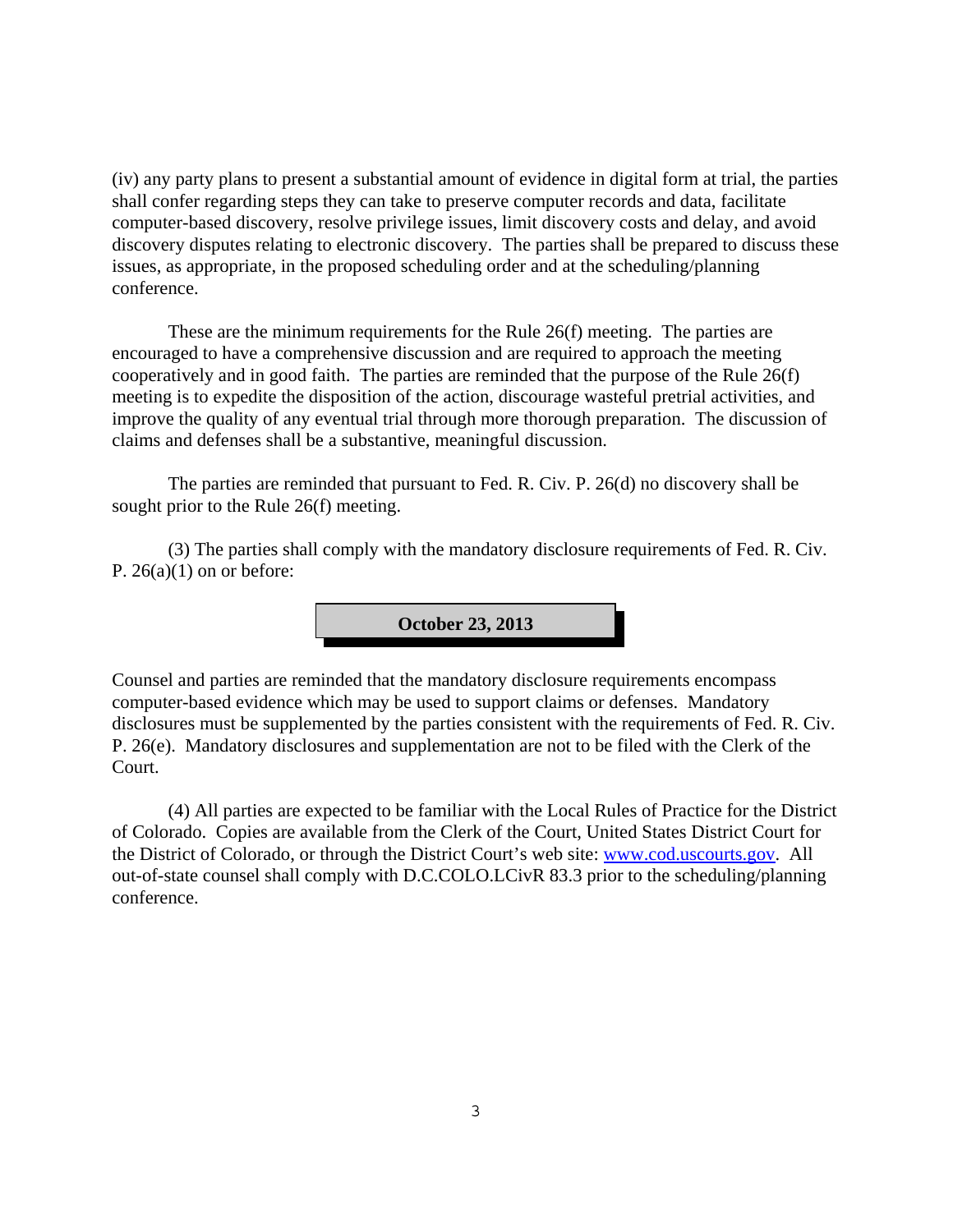(iv) any party plans to present a substantial amount of evidence in digital form at trial, the parties shall confer regarding steps they can take to preserve computer records and data, facilitate computer-based discovery, resolve privilege issues, limit discovery costs and delay, and avoid discovery disputes relating to electronic discovery. The parties shall be prepared to discuss these issues, as appropriate, in the proposed scheduling order and at the scheduling/planning conference.

These are the minimum requirements for the Rule 26(f) meeting. The parties are encouraged to have a comprehensive discussion and are required to approach the meeting cooperatively and in good faith. The parties are reminded that the purpose of the Rule 26(f) meeting is to expedite the disposition of the action, discourage wasteful pretrial activities, and improve the quality of any eventual trial through more thorough preparation. The discussion of claims and defenses shall be a substantive, meaningful discussion.

The parties are reminded that pursuant to Fed. R. Civ. P. 26(d) no discovery shall be sought prior to the Rule 26(f) meeting.

(3) The parties shall comply with the mandatory disclosure requirements of Fed. R. Civ. P. 26(a)(1) on or before:

**October 23, 2013**

Counsel and parties are reminded that the mandatory disclosure requirements encompass computer-based evidence which may be used to support claims or defenses. Mandatory disclosures must be supplemented by the parties consistent with the requirements of Fed. R. Civ. P. 26(e). Mandatory disclosures and supplementation are not to be filed with the Clerk of the Court.

(4) All parties are expected to be familiar with the Local Rules of Practice for the District of Colorado. Copies are available from the Clerk of the Court, United States District Court for the District of Colorado, or through the District Court's web site: www.cod.uscourts.gov. All out-of-state counsel shall comply with D.C.COLO.LCivR 83.3 prior to the scheduling/planning conference.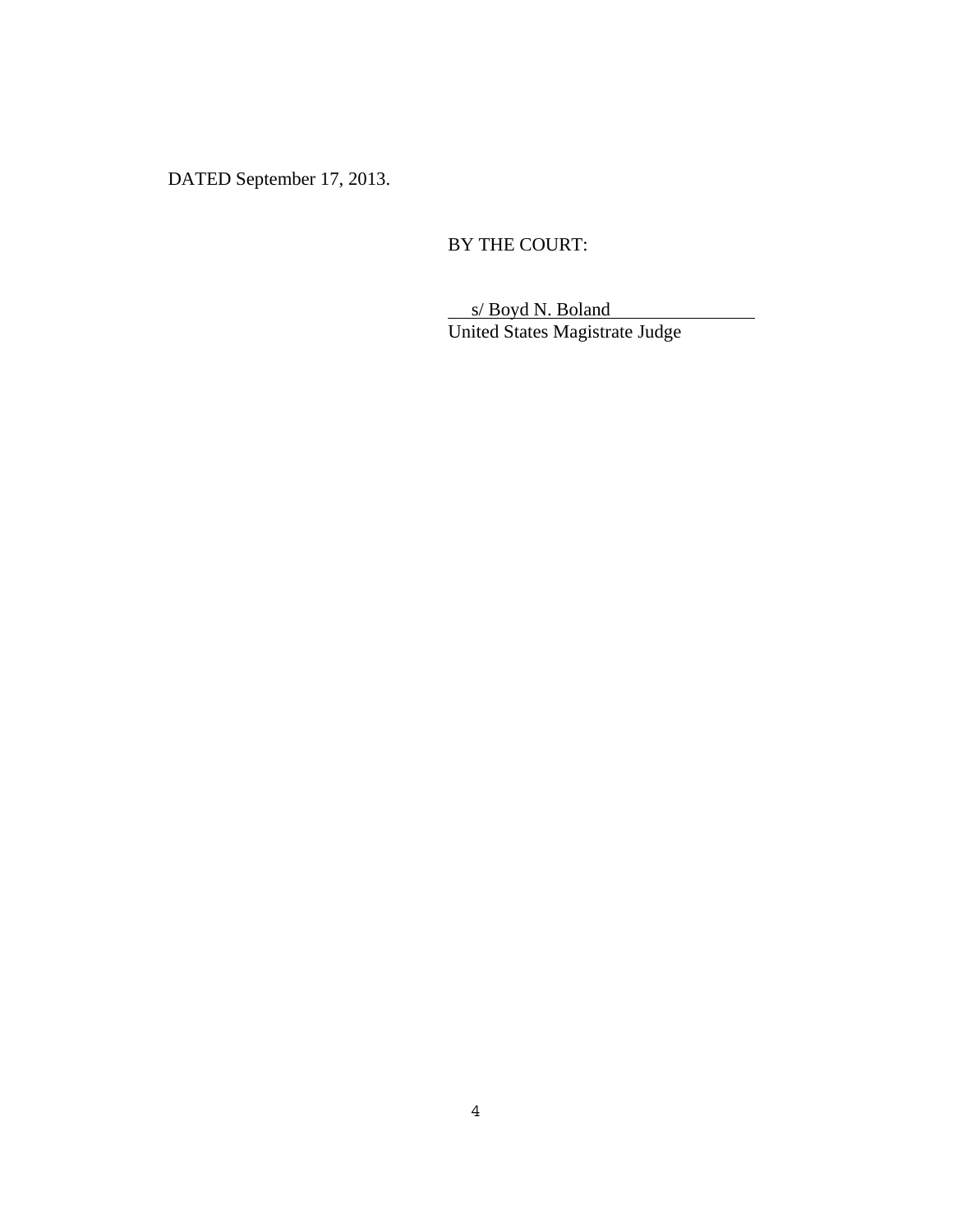DATED September 17, 2013.

BY THE COURT:

s/ Boyd N. Boland
United States Magistrate Judge